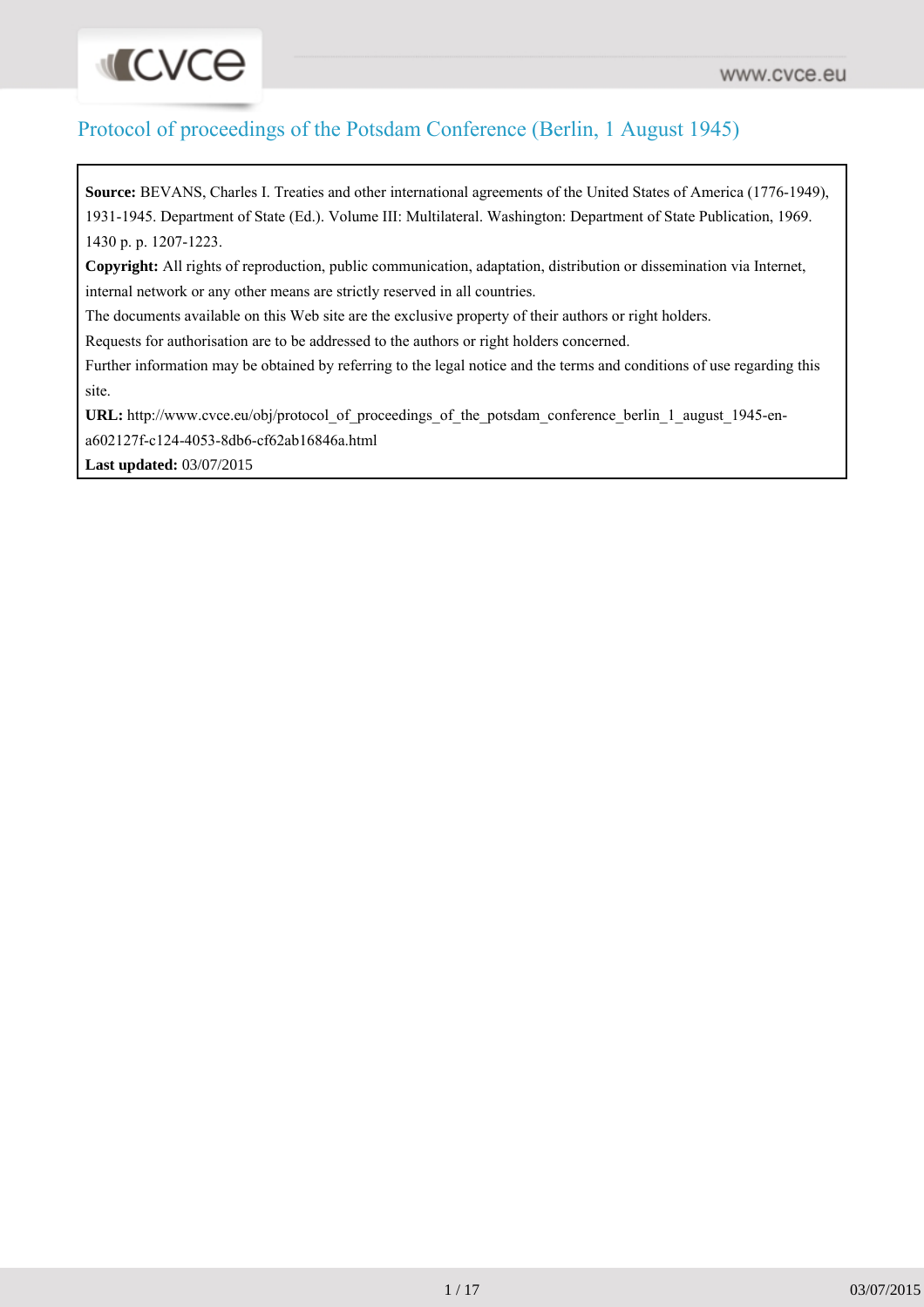# Protocol of proceedings of the Potsdam Conference (Berlin, 1 August 1945)

**Source:** BEVANS, Charles I. Treaties and other international agreements of the United States of America (1776-1949), 1931-1945. Department of State (Ed.). Volume III: Multilateral. Washington: Department of State Publication, 1969. 1430 p. p. 1207-1223.

**Copyright:** All rights of reproduction, public communication, adaptation, distribution or dissemination via Internet, internal network or any other means are strictly reserved in all countries.

The documents available on this Web site are the exclusive property of their authors or right holders.

Requests for authorisation are to be addressed to the authors or right holders concerned.

Further information may be obtained by referring to the legal notice and the terms and conditions of use regarding this site.

**URL:** http://www.cvce.eu/obj/protocol_of_proceedings_of_the_potsdam_conference_berlin_1_august_1945-en-a602127f-c124-4053-8db6-cf62ab16846a.html

**Last updated:** 03/07/2015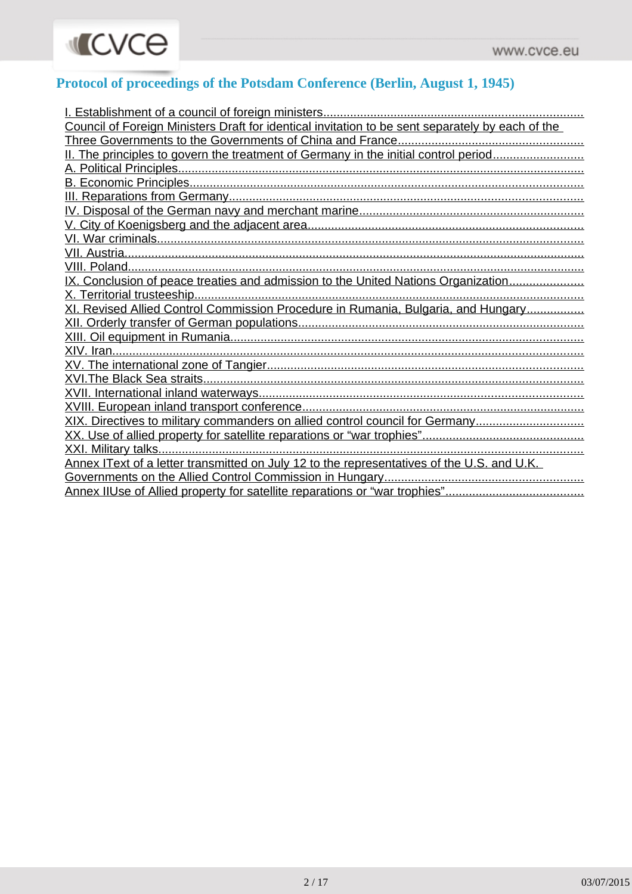## Protocol of proceedings of the Potsdam Conference (Berlin, August 1, 1945)

- I. Establishment of a council of foreign ministers
- Council of Foreign Ministers Draft for identical invitation to be sent separately by each of the Three Governments to the Governments of China and France
- II. The principles to govern the treatment of Germany in the initial control period
- A. Political Principles
- B. Economic Principles
- III. Reparations from Germany
- IV. Disposal of the German navy and merchant marine
- V. City of Koenigsberg and the adjacent area
- VI. War criminals
- VII. Austria
- VIII. Poland
- IX. Conclusion of peace treaties and admission to the United Nations Organization
- X. Territorial trusteeship
- XI. Revised Allied Control Commission Procedure in Rumania, Bulgaria, and Hungary
- XII. Orderly transfer of German populations
- XIII. Oil equipment in Rumania
- XIV. Iran
- XV. The international zone of Tangier
- XVI.The Black Sea straits
- XVII. International inland waterways
- XVIII. European inland transport conference
- XIX. Directives to military commanders on allied control council for Germany
- XX. Use of allied property for satellite reparations or “war trophies”
- XXI. Military talks
- Annex IText of a letter transmitted on July 12 to the representatives of the U.S. and U.K. Governments on the Allied Control Commission in Hungary
- Annex IIUse of Allied property for satellite reparations or “war trophies”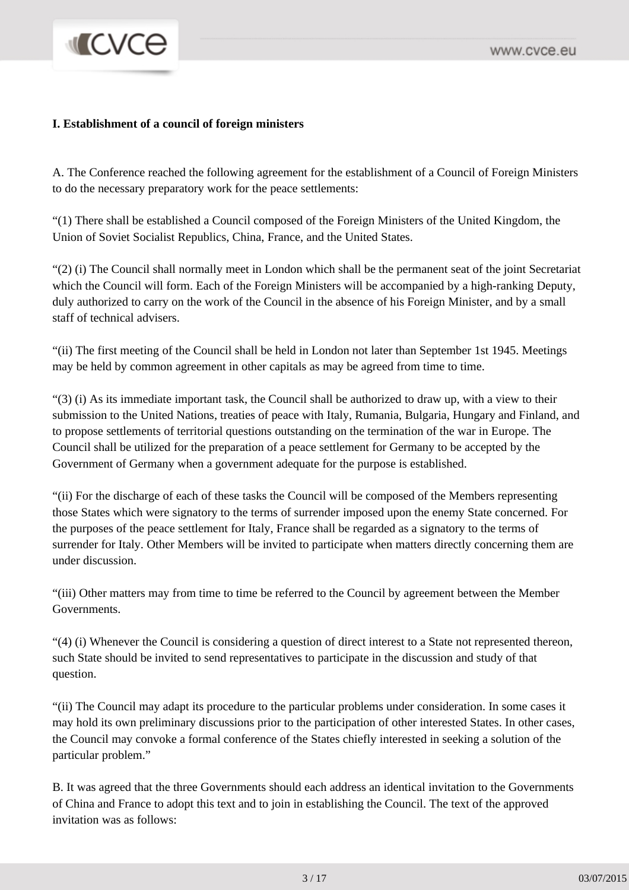**I. Establishment of a council of foreign ministers**

A. The Conference reached the following agreement for the establishment of a Council of Foreign Ministers to do the necessary preparatory work for the peace settlements:

"(1) There shall be established a Council composed of the Foreign Ministers of the United Kingdom, the Union of Soviet Socialist Republics, China, France, and the United States.

"(2) (i) The Council shall normally meet in London which shall be the permanent seat of the joint Secretariat which the Council will form. Each of the Foreign Ministers will be accompanied by a high-ranking Deputy, duly authorized to carry on the work of the Council in the absence of his Foreign Minister, and by a small staff of technical advisers.

"(ii) The first meeting of the Council shall be held in London not later than September 1st 1945. Meetings may be held by common agreement in other capitals as may be agreed from time to time.

"(3) (i) As its immediate important task, the Council shall be authorized to draw up, with a view to their submission to the United Nations, treaties of peace with Italy, Rumania, Bulgaria, Hungary and Finland, and to propose settlements of territorial questions outstanding on the termination of the war in Europe. The Council shall be utilized for the preparation of a peace settlement for Germany to be accepted by the Government of Germany when a government adequate for the purpose is established.

"(ii) For the discharge of each of these tasks the Council will be composed of the Members representing those States which were signatory to the terms of surrender imposed upon the enemy State concerned. For the purposes of the peace settlement for Italy, France shall be regarded as a signatory to the terms of surrender for Italy. Other Members will be invited to participate when matters directly concerning them are under discussion.

"(iii) Other matters may from time to time be referred to the Council by agreement between the Member Governments.

"(4) (i) Whenever the Council is considering a question of direct interest to a State not represented thereon, such State should be invited to send representatives to participate in the discussion and study of that question.

"(ii) The Council may adapt its procedure to the particular problems under consideration. In some cases it may hold its own preliminary discussions prior to the participation of other interested States. In other cases, the Council may convoke a formal conference of the States chiefly interested in seeking a solution of the particular problem."

B. It was agreed that the three Governments should each address an identical invitation to the Governments of China and France to adopt this text and to join in establishing the Council. The text of the approved invitation was as follows: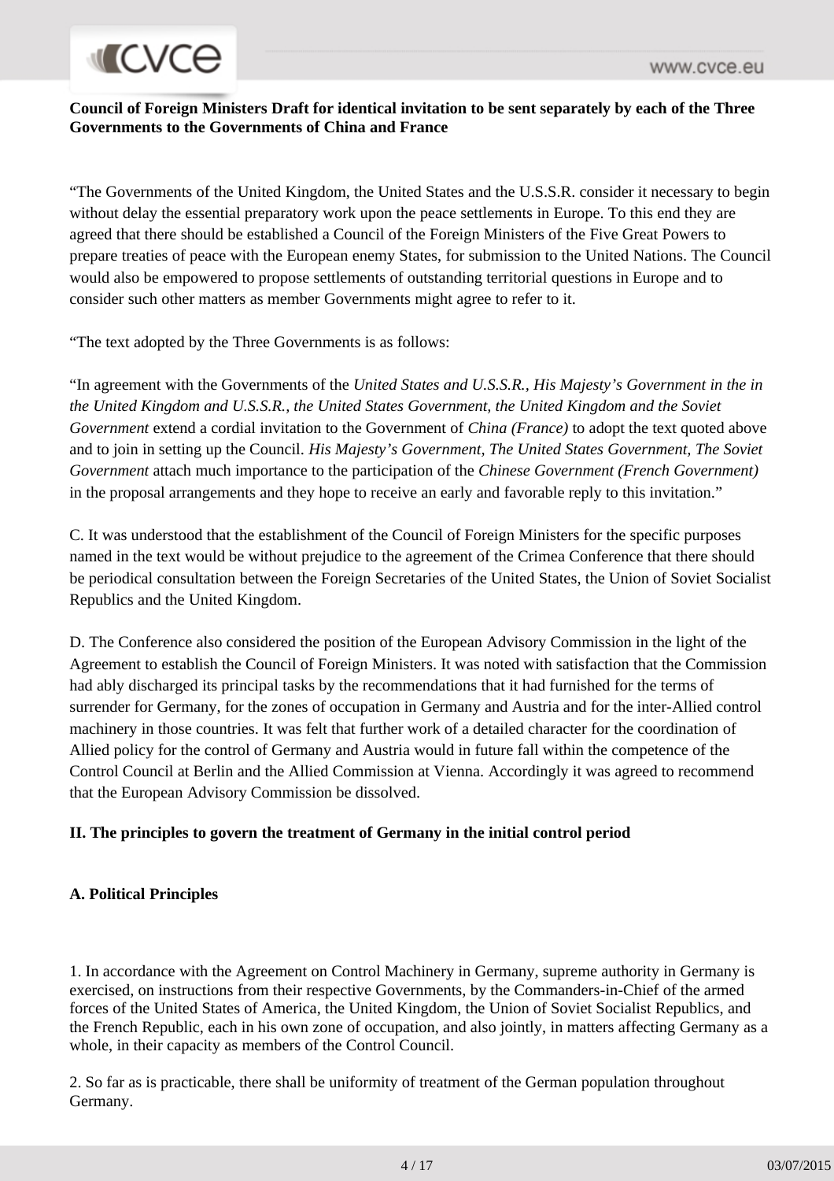**Council of Foreign Ministers Draft for identical invitation to be sent separately by each of the Three Governments to the Governments of China and France**

“The Governments of the United Kingdom, the United States and the U.S.S.R. consider it necessary to begin without delay the essential preparatory work upon the peace settlements in Europe. To this end they are agreed that there should be established a Council of the Foreign Ministers of the Five Great Powers to prepare treaties of peace with the European enemy States, for submission to the United Nations. The Council would also be empowered to propose settlements of outstanding territorial questions in Europe and to consider such other matters as member Governments might agree to refer to it.

“The text adopted by the Three Governments is as follows:

“In agreement with the Governments of the *United States and U.S.S.R., His Majesty’s Government in the in the United Kingdom and U.S.S.R., the United States Government, the United Kingdom and the Soviet Government* extend a cordial invitation to the Government of *China (France)* to adopt the text quoted above and to join in setting up the Council. *His Majesty’s Government, The United States Government, The Soviet Government* attach much importance to the participation of the *Chinese Government (French Government)* in the proposal arrangements and they hope to receive an early and favorable reply to this invitation.”

C. It was understood that the establishment of the Council of Foreign Ministers for the specific purposes named in the text would be without prejudice to the agreement of the Crimea Conference that there should be periodical consultation between the Foreign Secretaries of the United States, the Union of Soviet Socialist Republics and the United Kingdom.

D. The Conference also considered the position of the European Advisory Commission in the light of the Agreement to establish the Council of Foreign Ministers. It was noted with satisfaction that the Commission had ably discharged its principal tasks by the recommendations that it had furnished for the terms of surrender for Germany, for the zones of occupation in Germany and Austria and for the inter-Allied control machinery in those countries. It was felt that further work of a detailed character for the coordination of Allied policy for the control of Germany and Austria would in future fall within the competence of the Control Council at Berlin and the Allied Commission at Vienna. Accordingly it was agreed to recommend that the European Advisory Commission be dissolved.

## II. The principles to govern the treatment of Germany in the initial control period

### A. Political Principles

1. In accordance with the Agreement on Control Machinery in Germany, supreme authority in Germany is exercised, on instructions from their respective Governments, by the Commanders-in-Chief of the armed forces of the United States of America, the United Kingdom, the Union of Soviet Socialist Republics, and the French Republic, each in his own zone of occupation, and also jointly, in matters affecting Germany as a whole, in their capacity as members of the Control Council.

2. So far as is practicable, there shall be uniformity of treatment of the German population throughout Germany.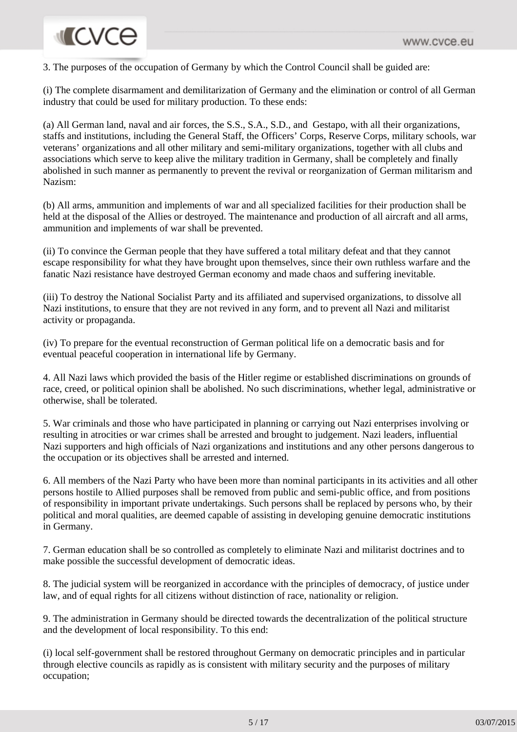3. The purposes of the occupation of Germany by which the Control Council shall be guided are:

(i) The complete disarmament and demilitarization of Germany and the elimination or control of all German industry that could be used for military production. To these ends:

(a) All German land, naval and air forces, the S.S., S.A., S.D., and Gestapo, with all their organizations, staffs and institutions, including the General Staff, the Officers' Corps, Reserve Corps, military schools, war veterans' organizations and all other military and semi-military organizations, together with all clubs and associations which serve to keep alive the military tradition in Germany, shall be completely and finally abolished in such manner as permanently to prevent the revival or reorganization of German militarism and Nazism:

(b) All arms, ammunition and implements of war and all specialized facilities for their production shall be held at the disposal of the Allies or destroyed. The maintenance and production of all aircraft and all arms, ammunition and implements of war shall be prevented.

(ii) To convince the German people that they have suffered a total military defeat and that they cannot escape responsibility for what they have brought upon themselves, since their own ruthless warfare and the fanatic Nazi resistance have destroyed German economy and made chaos and suffering inevitable.

(iii) To destroy the National Socialist Party and its affiliated and supervised organizations, to dissolve all Nazi institutions, to ensure that they are not revived in any form, and to prevent all Nazi and militarist activity or propaganda.

(iv) To prepare for the eventual reconstruction of German political life on a democratic basis and for eventual peaceful cooperation in international life by Germany.

4. All Nazi laws which provided the basis of the Hitler regime or established discriminations on grounds of race, creed, or political opinion shall be abolished. No such discriminations, whether legal, administrative or otherwise, shall be tolerated.

5. War criminals and those who have participated in planning or carrying out Nazi enterprises involving or resulting in atrocities or war crimes shall be arrested and brought to judgement. Nazi leaders, influential Nazi supporters and high officials of Nazi organizations and institutions and any other persons dangerous to the occupation or its objectives shall be arrested and interned.

6. All members of the Nazi Party who have been more than nominal participants in its activities and all other persons hostile to Allied purposes shall be removed from public and semi-public office, and from positions of responsibility in important private undertakings. Such persons shall be replaced by persons who, by their political and moral qualities, are deemed capable of assisting in developing genuine democratic institutions in Germany.

7. German education shall be so controlled as completely to eliminate Nazi and militarist doctrines and to make possible the successful development of democratic ideas.

8. The judicial system will be reorganized in accordance with the principles of democracy, of justice under law, and of equal rights for all citizens without distinction of race, nationality or religion.

9. The administration in Germany should be directed towards the decentralization of the political structure and the development of local responsibility. To this end:

(i) local self-government shall be restored throughout Germany on democratic principles and in particular through elective councils as rapidly as is consistent with military security and the purposes of military occupation;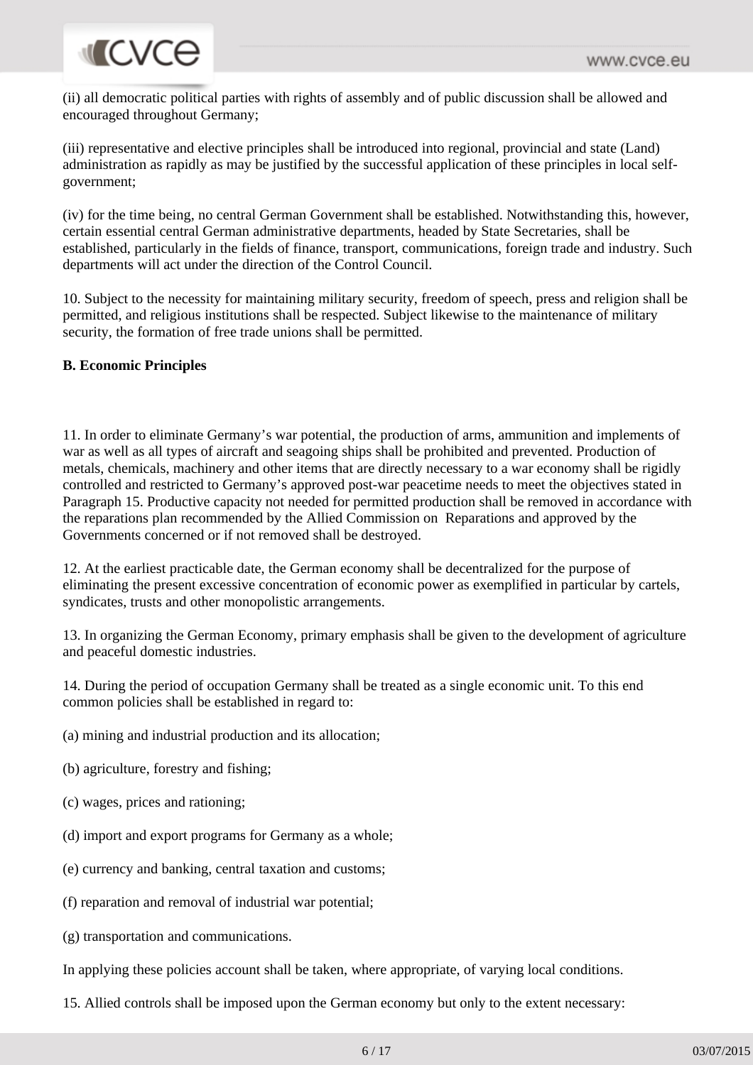(ii) all democratic political parties with rights of assembly and of public discussion shall be allowed and encouraged throughout Germany;

(iii) representative and elective principles shall be introduced into regional, provincial and state (Land) administration as rapidly as may be justified by the successful application of these principles in local self-government;

(iv) for the time being, no central German Government shall be established. Notwithstanding this, however, certain essential central German administrative departments, headed by State Secretaries, shall be established, particularly in the fields of finance, transport, communications, foreign trade and industry. Such departments will act under the direction of the Control Council.

10. Subject to the necessity for maintaining military security, freedom of speech, press and religion shall be permitted, and religious institutions shall be respected. Subject likewise to the maintenance of military security, the formation of free trade unions shall be permitted.

**B. Economic Principles**

11. In order to eliminate Germany's war potential, the production of arms, ammunition and implements of war as well as all types of aircraft and seagoing ships shall be prohibited and prevented. Production of metals, chemicals, machinery and other items that are directly necessary to a war economy shall be rigidly controlled and restricted to Germany's approved post-war peacetime needs to meet the objectives stated in Paragraph 15. Productive capacity not needed for permitted production shall be removed in accordance with the reparations plan recommended by the Allied Commission on Reparations and approved by the Governments concerned or if not removed shall be destroyed.

12. At the earliest practicable date, the German economy shall be decentralized for the purpose of eliminating the present excessive concentration of economic power as exemplified in particular by cartels, syndicates, trusts and other monopolistic arrangements.

13. In organizing the German Economy, primary emphasis shall be given to the development of agriculture and peaceful domestic industries.

14. During the period of occupation Germany shall be treated as a single economic unit. To this end common policies shall be established in regard to:

(a) mining and industrial production and its allocation;

(b) agriculture, forestry and fishing;

(c) wages, prices and rationing;

(d) import and export programs for Germany as a whole;

(e) currency and banking, central taxation and customs;

(f) reparation and removal of industrial war potential;

(g) transportation and communications.

In applying these policies account shall be taken, where appropriate, of varying local conditions.

15. Allied controls shall be imposed upon the German economy but only to the extent necessary: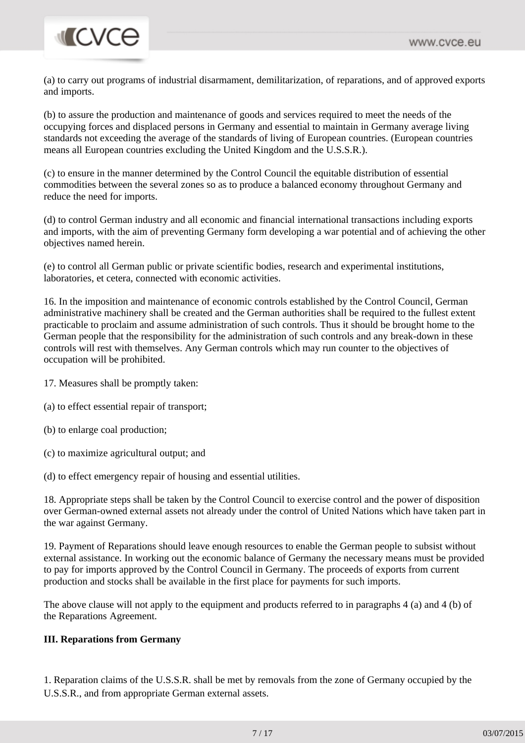(a) to carry out programs of industrial disarmament, demilitarization, of reparations, and of approved exports and imports.

(b) to assure the production and maintenance of goods and services required to meet the needs of the occupying forces and displaced persons in Germany and essential to maintain in Germany average living standards not exceeding the average of the standards of living of European countries. (European countries means all European countries excluding the United Kingdom and the U.S.S.R.).

(c) to ensure in the manner determined by the Control Council the equitable distribution of essential commodities between the several zones so as to produce a balanced economy throughout Germany and reduce the need for imports.

(d) to control German industry and all economic and financial international transactions including exports and imports, with the aim of preventing Germany form developing a war potential and of achieving the other objectives named herein.

(e) to control all German public or private scientific bodies, research and experimental institutions, laboratories, et cetera, connected with economic activities.

16. In the imposition and maintenance of economic controls established by the Control Council, German administrative machinery shall be created and the German authorities shall be required to the fullest extent practicable to proclaim and assume administration of such controls. Thus it should be brought home to the German people that the responsibility for the administration of such controls and any break-down in these controls will rest with themselves. Any German controls which may run counter to the objectives of occupation will be prohibited.

17. Measures shall be promptly taken:

(a) to effect essential repair of transport;

(b) to enlarge coal production;

(c) to maximize agricultural output; and

(d) to effect emergency repair of housing and essential utilities.

18. Appropriate steps shall be taken by the Control Council to exercise control and the power of disposition over German-owned external assets not already under the control of United Nations which have taken part in the war against Germany.

19. Payment of Reparations should leave enough resources to enable the German people to subsist without external assistance. In working out the economic balance of Germany the necessary means must be provided to pay for imports approved by the Control Council in Germany. The proceeds of exports from current production and stocks shall be available in the first place for payments for such imports.

The above clause will not apply to the equipment and products referred to in paragraphs 4 (a) and 4 (b) of the Reparations Agreement.

**III. Reparations from Germany**

1. Reparation claims of the U.S.S.R. shall be met by removals from the zone of Germany occupied by the U.S.S.R., and from appropriate German external assets.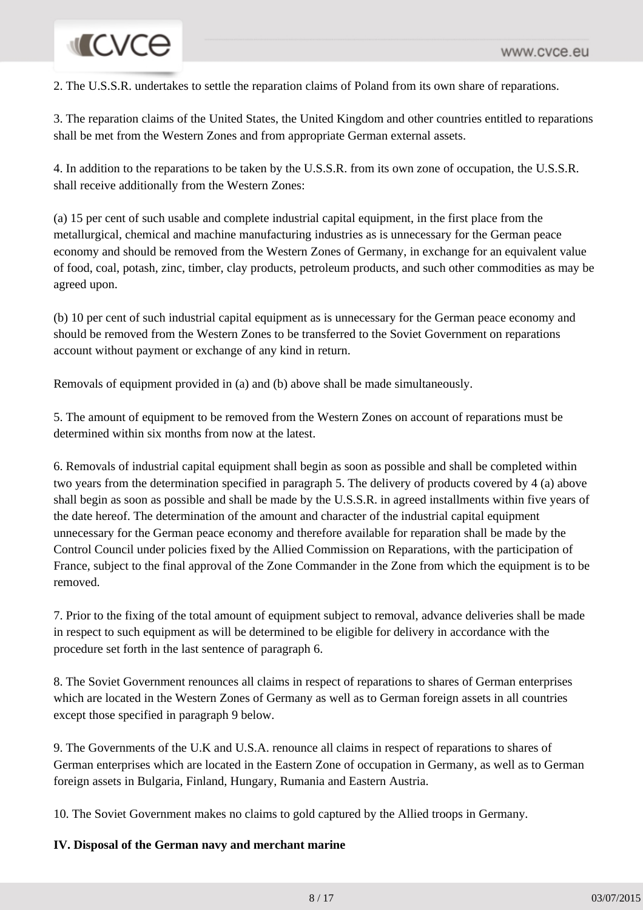2. The U.S.S.R. undertakes to settle the reparation claims of Poland from its own share of reparations.

3. The reparation claims of the United States, the United Kingdom and other countries entitled to reparations shall be met from the Western Zones and from appropriate German external assets.

4. In addition to the reparations to be taken by the U.S.S.R. from its own zone of occupation, the U.S.S.R. shall receive additionally from the Western Zones:

(a) 15 per cent of such usable and complete industrial capital equipment, in the first place from the metallurgical, chemical and machine manufacturing industries as is unnecessary for the German peace economy and should be removed from the Western Zones of Germany, in exchange for an equivalent value of food, coal, potash, zinc, timber, clay products, petroleum products, and such other commodities as may be agreed upon.

(b) 10 per cent of such industrial capital equipment as is unnecessary for the German peace economy and should be removed from the Western Zones to be transferred to the Soviet Government on reparations account without payment or exchange of any kind in return.

Removals of equipment provided in (a) and (b) above shall be made simultaneously.

5. The amount of equipment to be removed from the Western Zones on account of reparations must be determined within six months from now at the latest.

6. Removals of industrial capital equipment shall begin as soon as possible and shall be completed within two years from the determination specified in paragraph 5. The delivery of products covered by 4 (a) above shall begin as soon as possible and shall be made by the U.S.S.R. in agreed installments within five years of the date hereof. The determination of the amount and character of the industrial capital equipment unnecessary for the German peace economy and therefore available for reparation shall be made by the Control Council under policies fixed by the Allied Commission on Reparations, with the participation of France, subject to the final approval of the Zone Commander in the Zone from which the equipment is to be removed.

7. Prior to the fixing of the total amount of equipment subject to removal, advance deliveries shall be made in respect to such equipment as will be determined to be eligible for delivery in accordance with the procedure set forth in the last sentence of paragraph 6.

8. The Soviet Government renounces all claims in respect of reparations to shares of German enterprises which are located in the Western Zones of Germany as well as to German foreign assets in all countries except those specified in paragraph 9 below.

9. The Governments of the U.K and U.S.A. renounce all claims in respect of reparations to shares of German enterprises which are located in the Eastern Zone of occupation in Germany, as well as to German foreign assets in Bulgaria, Finland, Hungary, Rumania and Eastern Austria.

10. The Soviet Government makes no claims to gold captured by the Allied troops in Germany.

**IV. Disposal of the German navy and merchant marine**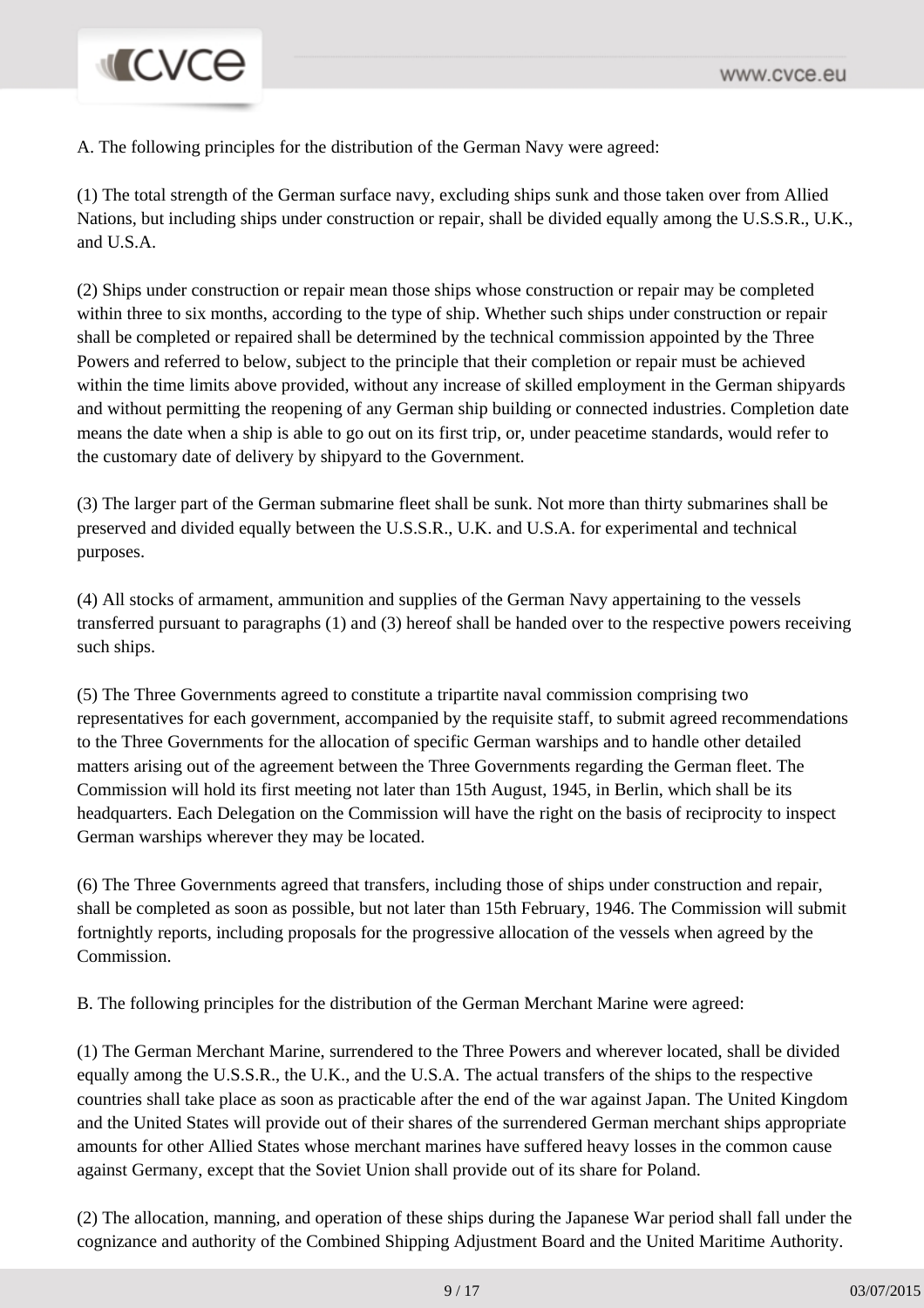A. The following principles for the distribution of the German Navy were agreed:

(1) The total strength of the German surface navy, excluding ships sunk and those taken over from Allied Nations, but including ships under construction or repair, shall be divided equally among the U.S.S.R., U.K., and U.S.A.

(2) Ships under construction or repair mean those ships whose construction or repair may be completed within three to six months, according to the type of ship. Whether such ships under construction or repair shall be completed or repaired shall be determined by the technical commission appointed by the Three Powers and referred to below, subject to the principle that their completion or repair must be achieved within the time limits above provided, without any increase of skilled employment in the German shipyards and without permitting the reopening of any German ship building or connected industries. Completion date means the date when a ship is able to go out on its first trip, or, under peacetime standards, would refer to the customary date of delivery by shipyard to the Government.

(3) The larger part of the German submarine fleet shall be sunk. Not more than thirty submarines shall be preserved and divided equally between the U.S.S.R., U.K. and U.S.A. for experimental and technical purposes.

(4) All stocks of armament, ammunition and supplies of the German Navy appertaining to the vessels transferred pursuant to paragraphs (1) and (3) hereof shall be handed over to the respective powers receiving such ships.

(5) The Three Governments agreed to constitute a tripartite naval commission comprising two representatives for each government, accompanied by the requisite staff, to submit agreed recommendations to the Three Governments for the allocation of specific German warships and to handle other detailed matters arising out of the agreement between the Three Governments regarding the German fleet. The Commission will hold its first meeting not later than 15th August, 1945, in Berlin, which shall be its headquarters. Each Delegation on the Commission will have the right on the basis of reciprocity to inspect German warships wherever they may be located.

(6) The Three Governments agreed that transfers, including those of ships under construction and repair, shall be completed as soon as possible, but not later than 15th February, 1946. The Commission will submit fortnightly reports, including proposals for the progressive allocation of the vessels when agreed by the Commission.

B. The following principles for the distribution of the German Merchant Marine were agreed:

(1) The German Merchant Marine, surrendered to the Three Powers and wherever located, shall be divided equally among the U.S.S.R., the U.K., and the U.S.A. The actual transfers of the ships to the respective countries shall take place as soon as practicable after the end of the war against Japan. The United Kingdom and the United States will provide out of their shares of the surrendered German merchant ships appropriate amounts for other Allied States whose merchant marines have suffered heavy losses in the common cause against Germany, except that the Soviet Union shall provide out of its share for Poland.

(2) The allocation, manning, and operation of these ships during the Japanese War period shall fall under the cognizance and authority of the Combined Shipping Adjustment Board and the United Maritime Authority.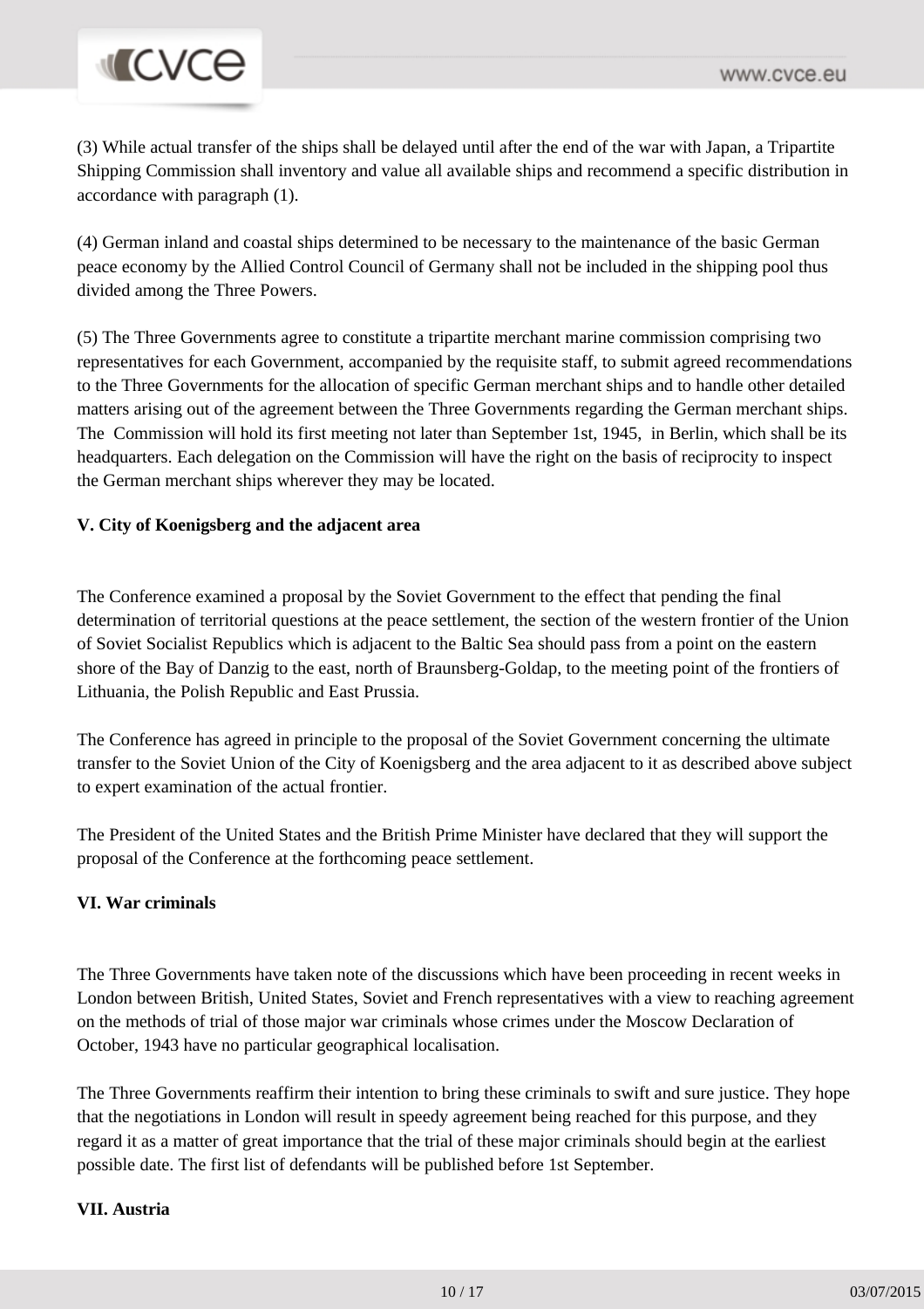(3) While actual transfer of the ships shall be delayed until after the end of the war with Japan, a Tripartite Shipping Commission shall inventory and value all available ships and recommend a specific distribution in accordance with paragraph (1).

(4) German inland and coastal ships determined to be necessary to the maintenance of the basic German peace economy by the Allied Control Council of Germany shall not be included in the shipping pool thus divided among the Three Powers.

(5) The Three Governments agree to constitute a tripartite merchant marine commission comprising two representatives for each Government, accompanied by the requisite staff, to submit agreed recommendations to the Three Governments for the allocation of specific German merchant ships and to handle other detailed matters arising out of the agreement between the Three Governments regarding the German merchant ships. The Commission will hold its first meeting not later than September 1st, 1945, in Berlin, which shall be its headquarters. Each delegation on the Commission will have the right on the basis of reciprocity to inspect the German merchant ships wherever they may be located.

**V. City of Koenigsberg and the adjacent area**

The Conference examined a proposal by the Soviet Government to the effect that pending the final determination of territorial questions at the peace settlement, the section of the western frontier of the Union of Soviet Socialist Republics which is adjacent to the Baltic Sea should pass from a point on the eastern shore of the Bay of Danzig to the east, north of Braunsberg-Goldap, to the meeting point of the frontiers of Lithuania, the Polish Republic and East Prussia.

The Conference has agreed in principle to the proposal of the Soviet Government concerning the ultimate transfer to the Soviet Union of the City of Koenigsberg and the area adjacent to it as described above subject to expert examination of the actual frontier.

The President of the United States and the British Prime Minister have declared that they will support the proposal of the Conference at the forthcoming peace settlement.

**VI. War criminals**

The Three Governments have taken note of the discussions which have been proceeding in recent weeks in London between British, United States, Soviet and French representatives with a view to reaching agreement on the methods of trial of those major war criminals whose crimes under the Moscow Declaration of October, 1943 have no particular geographical localisation.

The Three Governments reaffirm their intention to bring these criminals to swift and sure justice. They hope that the negotiations in London will result in speedy agreement being reached for this purpose, and they regard it as a matter of great importance that the trial of these major criminals should begin at the earliest possible date. The first list of defendants will be published before 1st September.

**VII. Austria**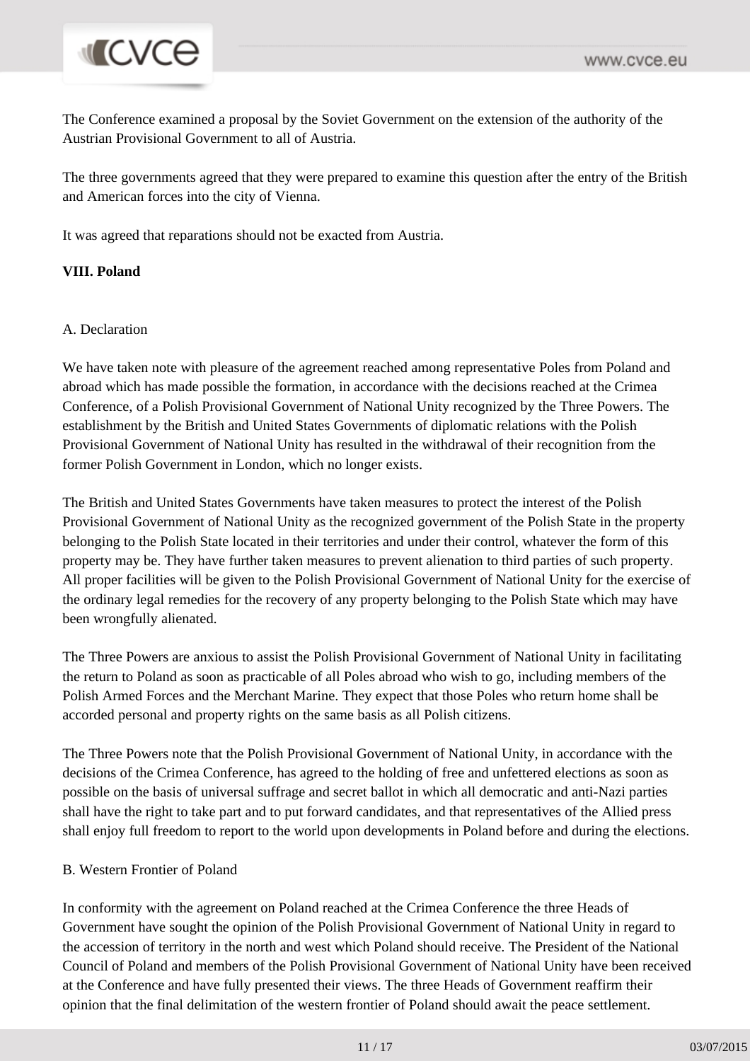The Conference examined a proposal by the Soviet Government on the extension of the authority of the Austrian Provisional Government to all of Austria.

The three governments agreed that they were prepared to examine this question after the entry of the British and American forces into the city of Vienna.

It was agreed that reparations should not be exacted from Austria.

**VIII. Poland**

A. Declaration

We have taken note with pleasure of the agreement reached among representative Poles from Poland and abroad which has made possible the formation, in accordance with the decisions reached at the Crimea Conference, of a Polish Provisional Government of National Unity recognized by the Three Powers. The establishment by the British and United States Governments of diplomatic relations with the Polish Provisional Government of National Unity has resulted in the withdrawal of their recognition from the former Polish Government in London, which no longer exists.

The British and United States Governments have taken measures to protect the interest of the Polish Provisional Government of National Unity as the recognized government of the Polish State in the property belonging to the Polish State located in their territories and under their control, whatever the form of this property may be. They have further taken measures to prevent alienation to third parties of such property. All proper facilities will be given to the Polish Provisional Government of National Unity for the exercise of the ordinary legal remedies for the recovery of any property belonging to the Polish State which may have been wrongfully alienated.

The Three Powers are anxious to assist the Polish Provisional Government of National Unity in facilitating the return to Poland as soon as practicable of all Poles abroad who wish to go, including members of the Polish Armed Forces and the Merchant Marine. They expect that those Poles who return home shall be accorded personal and property rights on the same basis as all Polish citizens.

The Three Powers note that the Polish Provisional Government of National Unity, in accordance with the decisions of the Crimea Conference, has agreed to the holding of free and unfettered elections as soon as possible on the basis of universal suffrage and secret ballot in which all democratic and anti-Nazi parties shall have the right to take part and to put forward candidates, and that representatives of the Allied press shall enjoy full freedom to report to the world upon developments in Poland before and during the elections.

B. Western Frontier of Poland

In conformity with the agreement on Poland reached at the Crimea Conference the three Heads of Government have sought the opinion of the Polish Provisional Government of National Unity in regard to the accession of territory in the north and west which Poland should receive. The President of the National Council of Poland and members of the Polish Provisional Government of National Unity have been received at the Conference and have fully presented their views. The three Heads of Government reaffirm their opinion that the final delimitation of the western frontier of Poland should await the peace settlement.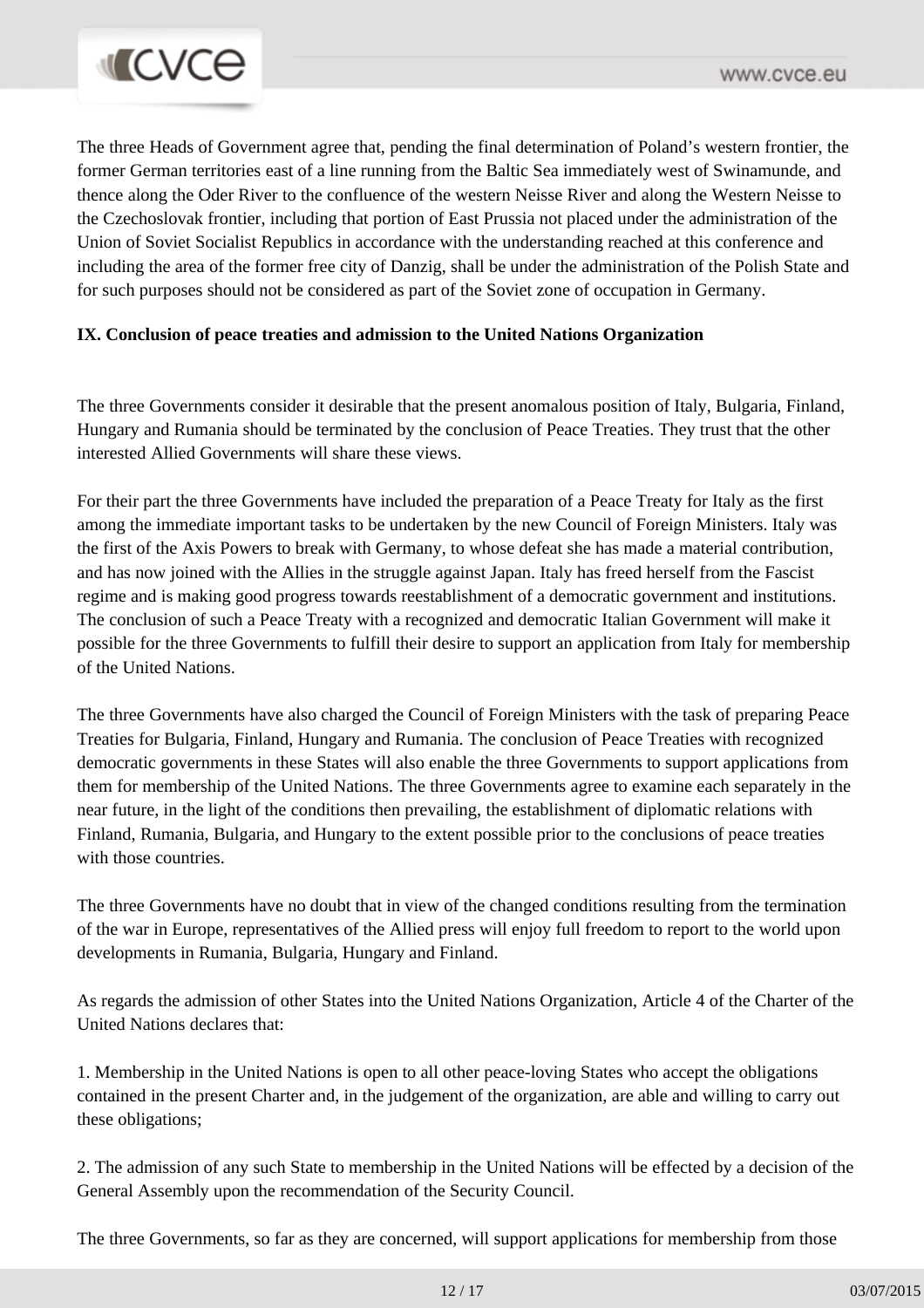The three Heads of Government agree that, pending the final determination of Poland's western frontier, the former German territories east of a line running from the Baltic Sea immediately west of Swinamunde, and thence along the Oder River to the confluence of the western Neisse River and along the Western Neisse to the Czechoslovak frontier, including that portion of East Prussia not placed under the administration of the Union of Soviet Socialist Republics in accordance with the understanding reached at this conference and including the area of the former free city of Danzig, shall be under the administration of the Polish State and for such purposes should not be considered as part of the Soviet zone of occupation in Germany.

**IX. Conclusion of peace treaties and admission to the United Nations Organization**

The three Governments consider it desirable that the present anomalous position of Italy, Bulgaria, Finland, Hungary and Rumania should be terminated by the conclusion of Peace Treaties. They trust that the other interested Allied Governments will share these views.

For their part the three Governments have included the preparation of a Peace Treaty for Italy as the first among the immediate important tasks to be undertaken by the new Council of Foreign Ministers. Italy was the first of the Axis Powers to break with Germany, to whose defeat she has made a material contribution, and has now joined with the Allies in the struggle against Japan. Italy has freed herself from the Fascist regime and is making good progress towards reestablishment of a democratic government and institutions. The conclusion of such a Peace Treaty with a recognized and democratic Italian Government will make it possible for the three Governments to fulfill their desire to support an application from Italy for membership of the United Nations.

The three Governments have also charged the Council of Foreign Ministers with the task of preparing Peace Treaties for Bulgaria, Finland, Hungary and Rumania. The conclusion of Peace Treaties with recognized democratic governments in these States will also enable the three Governments to support applications from them for membership of the United Nations. The three Governments agree to examine each separately in the near future, in the light of the conditions then prevailing, the establishment of diplomatic relations with Finland, Rumania, Bulgaria, and Hungary to the extent possible prior to the conclusions of peace treaties with those countries.

The three Governments have no doubt that in view of the changed conditions resulting from the termination of the war in Europe, representatives of the Allied press will enjoy full freedom to report to the world upon developments in Rumania, Bulgaria, Hungary and Finland.

As regards the admission of other States into the United Nations Organization, Article 4 of the Charter of the United Nations declares that:

1. Membership in the United Nations is open to all other peace-loving States who accept the obligations contained in the present Charter and, in the judgement of the organization, are able and willing to carry out these obligations;

2. The admission of any such State to membership in the United Nations will be effected by a decision of the General Assembly upon the recommendation of the Security Council.

The three Governments, so far as they are concerned, will support applications for membership from those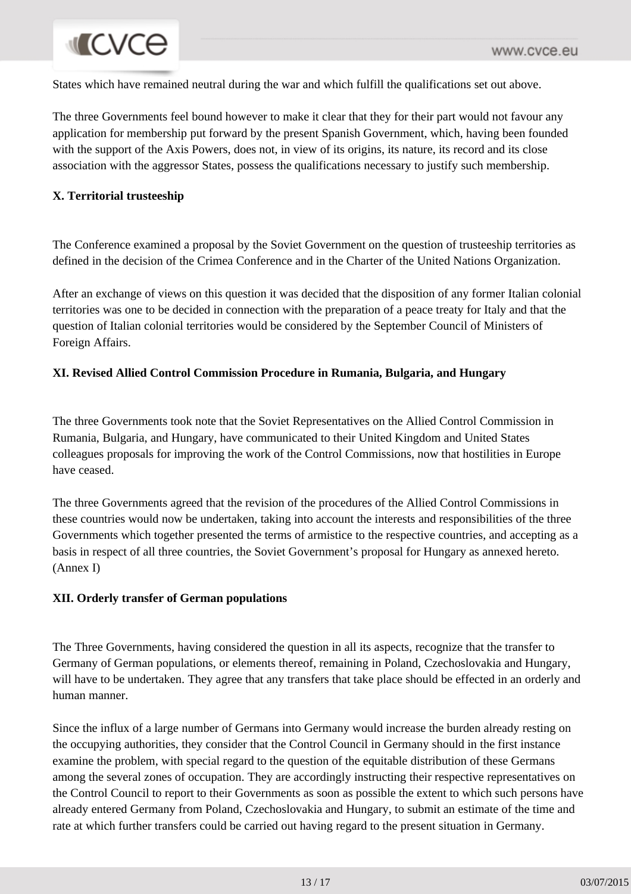States which have remained neutral during the war and which fulfill the qualifications set out above.

The three Governments feel bound however to make it clear that they for their part would not favour any application for membership put forward by the present Spanish Government, which, having been founded with the support of the Axis Powers, does not, in view of its origins, its nature, its record and its close association with the aggressor States, possess the qualifications necessary to justify such membership.

**X. Territorial trusteeship**

The Conference examined a proposal by the Soviet Government on the question of trusteeship territories as defined in the decision of the Crimea Conference and in the Charter of the United Nations Organization.

After an exchange of views on this question it was decided that the disposition of any former Italian colonial territories was one to be decided in connection with the preparation of a peace treaty for Italy and that the question of Italian colonial territories would be considered by the September Council of Ministers of Foreign Affairs.

**XI. Revised Allied Control Commission Procedure in Rumania, Bulgaria, and Hungary**

The three Governments took note that the Soviet Representatives on the Allied Control Commission in Rumania, Bulgaria, and Hungary, have communicated to their United Kingdom and United States colleagues proposals for improving the work of the Control Commissions, now that hostilities in Europe have ceased.

The three Governments agreed that the revision of the procedures of the Allied Control Commissions in these countries would now be undertaken, taking into account the interests and responsibilities of the three Governments which together presented the terms of armistice to the respective countries, and accepting as a basis in respect of all three countries, the Soviet Government's proposal for Hungary as annexed hereto. (Annex I)

**XII. Orderly transfer of German populations**

The Three Governments, having considered the question in all its aspects, recognize that the transfer to Germany of German populations, or elements thereof, remaining in Poland, Czechoslovakia and Hungary, will have to be undertaken. They agree that any transfers that take place should be effected in an orderly and human manner.

Since the influx of a large number of Germans into Germany would increase the burden already resting on the occupying authorities, they consider that the Control Council in Germany should in the first instance examine the problem, with special regard to the question of the equitable distribution of these Germans among the several zones of occupation. They are accordingly instructing their respective representatives on the Control Council to report to their Governments as soon as possible the extent to which such persons have already entered Germany from Poland, Czechoslovakia and Hungary, to submit an estimate of the time and rate at which further transfers could be carried out having regard to the present situation in Germany.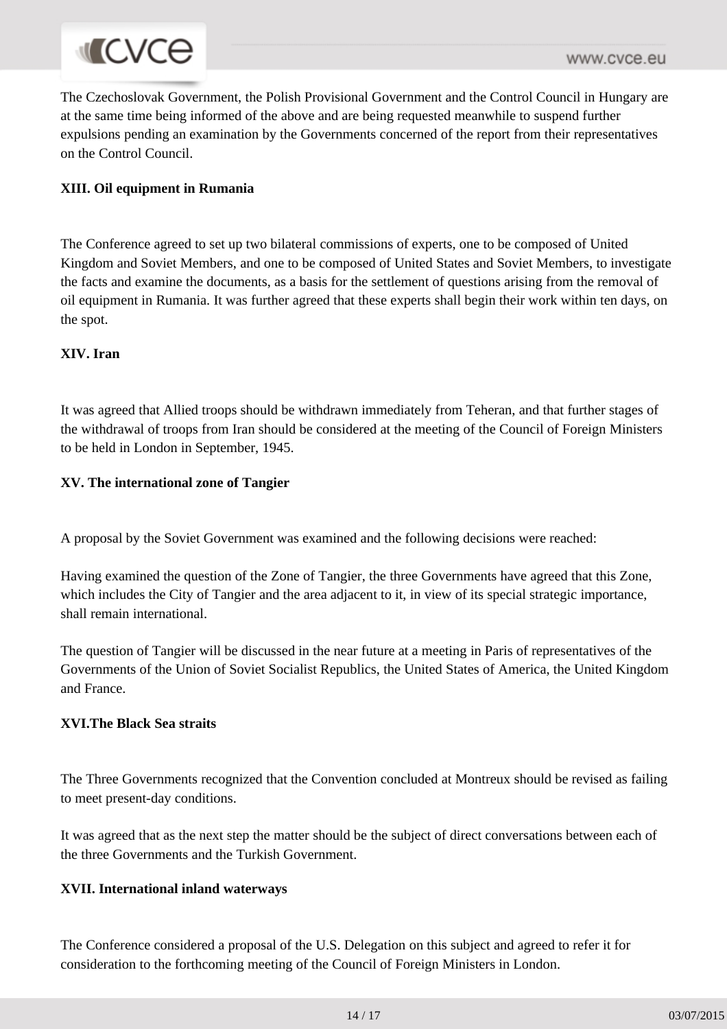The Czechoslovak Government, the Polish Provisional Government and the Control Council in Hungary are at the same time being informed of the above and are being requested meanwhile to suspend further expulsions pending an examination by the Governments concerned of the report from their representatives on the Control Council.

**XIII. Oil equipment in Rumania**

The Conference agreed to set up two bilateral commissions of experts, one to be composed of United Kingdom and Soviet Members, and one to be composed of United States and Soviet Members, to investigate the facts and examine the documents, as a basis for the settlement of questions arising from the removal of oil equipment in Rumania. It was further agreed that these experts shall begin their work within ten days, on the spot.

**XIV. Iran**

It was agreed that Allied troops should be withdrawn immediately from Teheran, and that further stages of the withdrawal of troops from Iran should be considered at the meeting of the Council of Foreign Ministers to be held in London in September, 1945.

**XV. The international zone of Tangier**

A proposal by the Soviet Government was examined and the following decisions were reached:

Having examined the question of the Zone of Tangier, the three Governments have agreed that this Zone, which includes the City of Tangier and the area adjacent to it, in view of its special strategic importance, shall remain international.

The question of Tangier will be discussed in the near future at a meeting in Paris of representatives of the Governments of the Union of Soviet Socialist Republics, the United States of America, the United Kingdom and France.

**XVI.The Black Sea straits**

The Three Governments recognized that the Convention concluded at Montreux should be revised as failing to meet present-day conditions.

It was agreed that as the next step the matter should be the subject of direct conversations between each of the three Governments and the Turkish Government.

**XVII. International inland waterways**

The Conference considered a proposal of the U.S. Delegation on this subject and agreed to refer it for consideration to the forthcoming meeting of the Council of Foreign Ministers in London.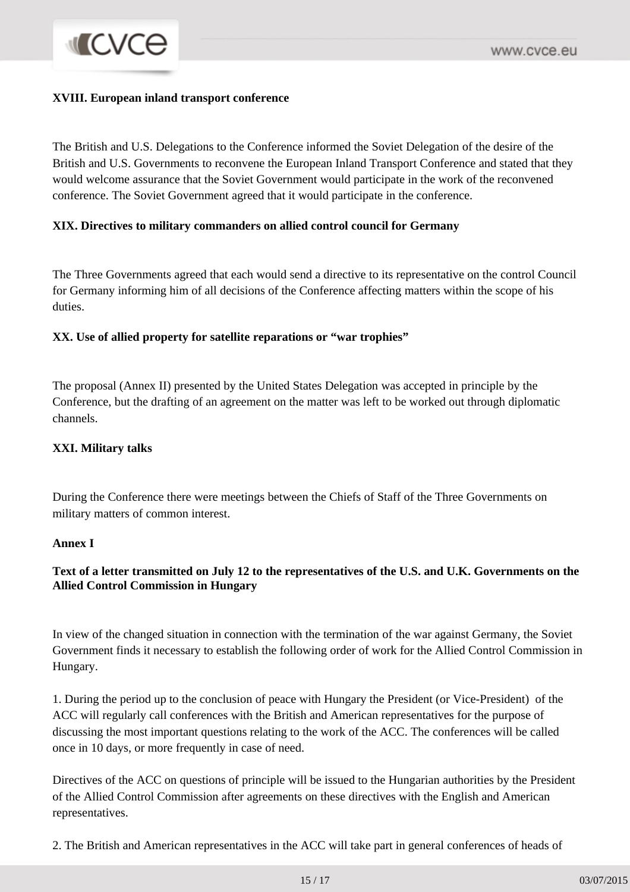### XVIII. European inland transport conference

The British and U.S. Delegations to the Conference informed the Soviet Delegation of the desire of the British and U.S. Governments to reconvene the European Inland Transport Conference and stated that they would welcome assurance that the Soviet Government would participate in the work of the reconvened conference. The Soviet Government agreed that it would participate in the conference.

### XIX. Directives to military commanders on allied control council for Germany

The Three Governments agreed that each would send a directive to its representative on the control Council for Germany informing him of all decisions of the Conference affecting matters within the scope of his duties.

### XX. Use of allied property for satellite reparations or "war trophies"

The proposal (Annex II) presented by the United States Delegation was accepted in principle by the Conference, but the drafting of an agreement on the matter was left to be worked out through diplomatic channels.

### XXI. Military talks

During the Conference there were meetings between the Chiefs of Staff of the Three Governments on military matters of common interest.

### Annex I

**Text of a letter transmitted on July 12 to the representatives of the U.S. and U.K. Governments on the Allied Control Commission in Hungary**

In view of the changed situation in connection with the termination of the war against Germany, the Soviet Government finds it necessary to establish the following order of work for the Allied Control Commission in Hungary.

1. During the period up to the conclusion of peace with Hungary the President (or Vice-President) of the ACC will regularly call conferences with the British and American representatives for the purpose of discussing the most important questions relating to the work of the ACC. The conferences will be called once in 10 days, or more frequently in case of need.

Directives of the ACC on questions of principle will be issued to the Hungarian authorities by the President of the Allied Control Commission after agreements on these directives with the English and American representatives.

2. The British and American representatives in the ACC will take part in general conferences of heads of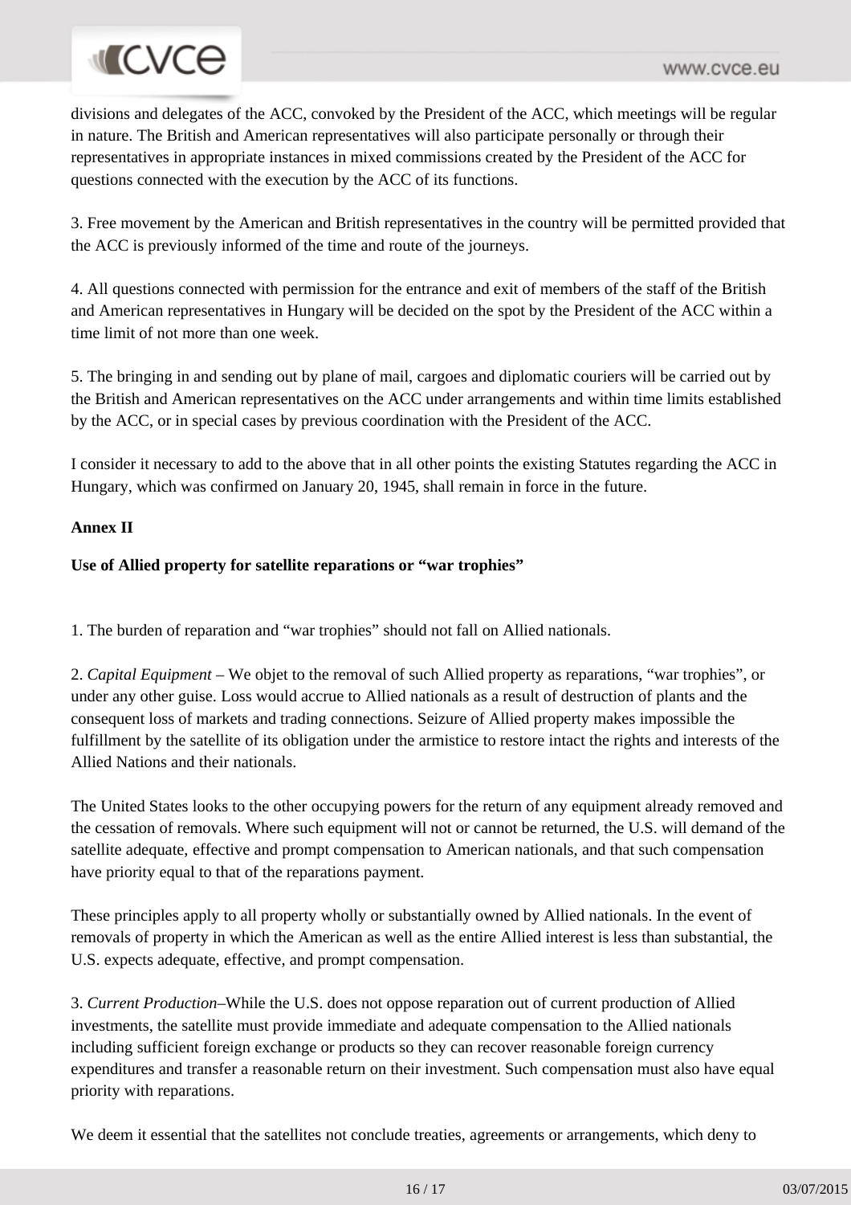divisions and delegates of the ACC, convoked by the President of the ACC, which meetings will be regular in nature. The British and American representatives will also participate personally or through their representatives in appropriate instances in mixed commissions created by the President of the ACC for questions connected with the execution by the ACC of its functions.

3. Free movement by the American and British representatives in the country will be permitted provided that the ACC is previously informed of the time and route of the journeys.

4. All questions connected with permission for the entrance and exit of members of the staff of the British and American representatives in Hungary will be decided on the spot by the President of the ACC within a time limit of not more than one week.

5. The bringing in and sending out by plane of mail, cargoes and diplomatic couriers will be carried out by the British and American representatives on the ACC under arrangements and within time limits established by the ACC, or in special cases by previous coordination with the President of the ACC.

I consider it necessary to add to the above that in all other points the existing Statutes regarding the ACC in Hungary, which was confirmed on January 20, 1945, shall remain in force in the future.

**Annex II**

**Use of Allied property for satellite reparations or “war trophies”**

1. The burden of reparation and “war trophies” should not fall on Allied nationals.

2. *Capital Equipment* – We objet to the removal of such Allied property as reparations, “war trophies”, or under any other guise. Loss would accrue to Allied nationals as a result of destruction of plants and the consequent loss of markets and trading connections. Seizure of Allied property makes impossible the fulfillment by the satellite of its obligation under the armistice to restore intact the rights and interests of the Allied Nations and their nationals.

The United States looks to the other occupying powers for the return of any equipment already removed and the cessation of removals. Where such equipment will not or cannot be returned, the U.S. will demand of the satellite adequate, effective and prompt compensation to American nationals, and that such compensation have priority equal to that of the reparations payment.

These principles apply to all property wholly or substantially owned by Allied nationals. In the event of removals of property in which the American as well as the entire Allied interest is less than substantial, the U.S. expects adequate, effective, and prompt compensation.

3. *Current Production*–While the U.S. does not oppose reparation out of current production of Allied investments, the satellite must provide immediate and adequate compensation to the Allied nationals including sufficient foreign exchange or products so they can recover reasonable foreign currency expenditures and transfer a reasonable return on their investment. Such compensation must also have equal priority with reparations.

We deem it essential that the satellites not conclude treaties, agreements or arrangements, which deny to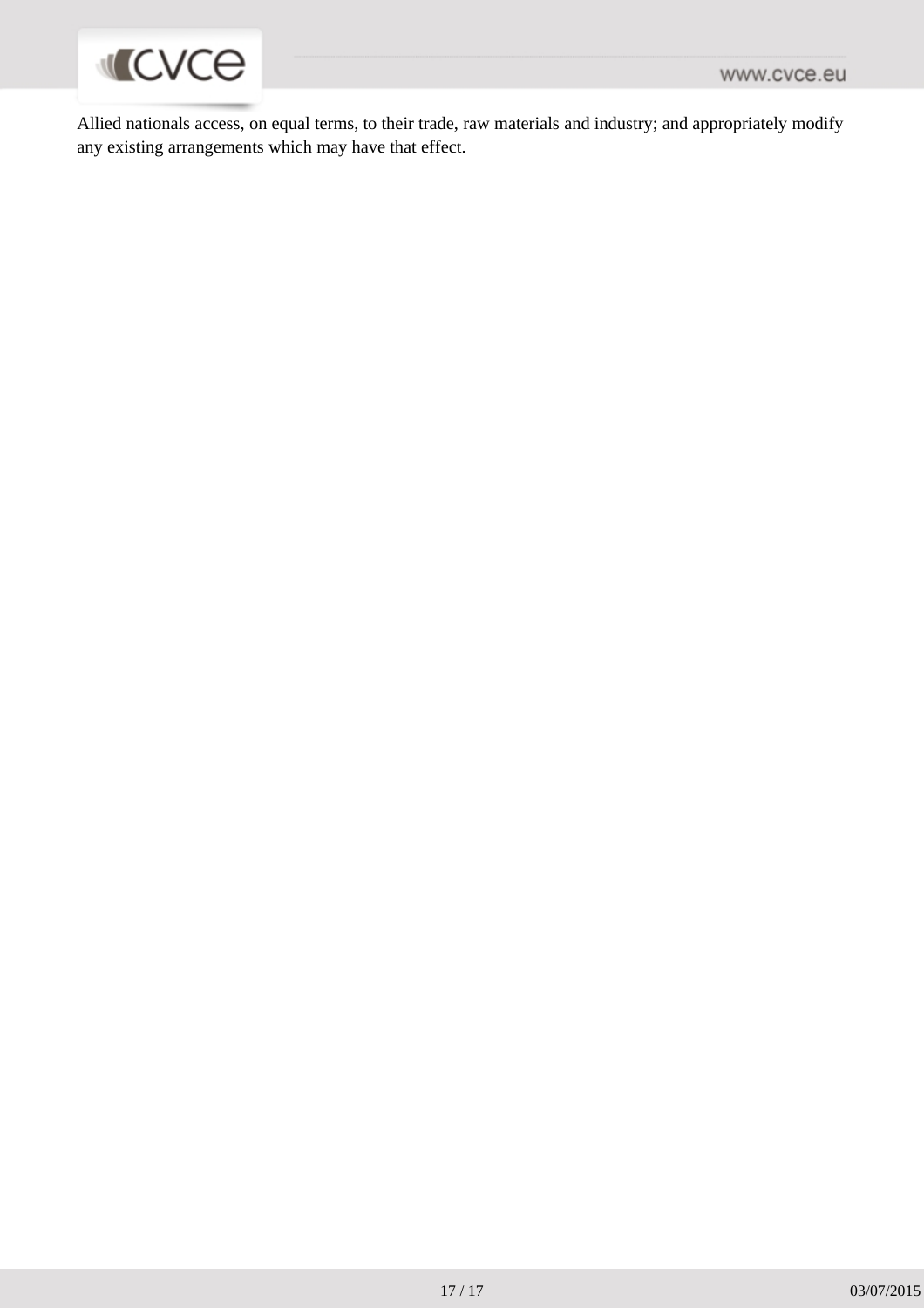Allied nationals access, on equal terms, to their trade, raw materials and industry; and appropriately modify any existing arrangements which may have that effect.